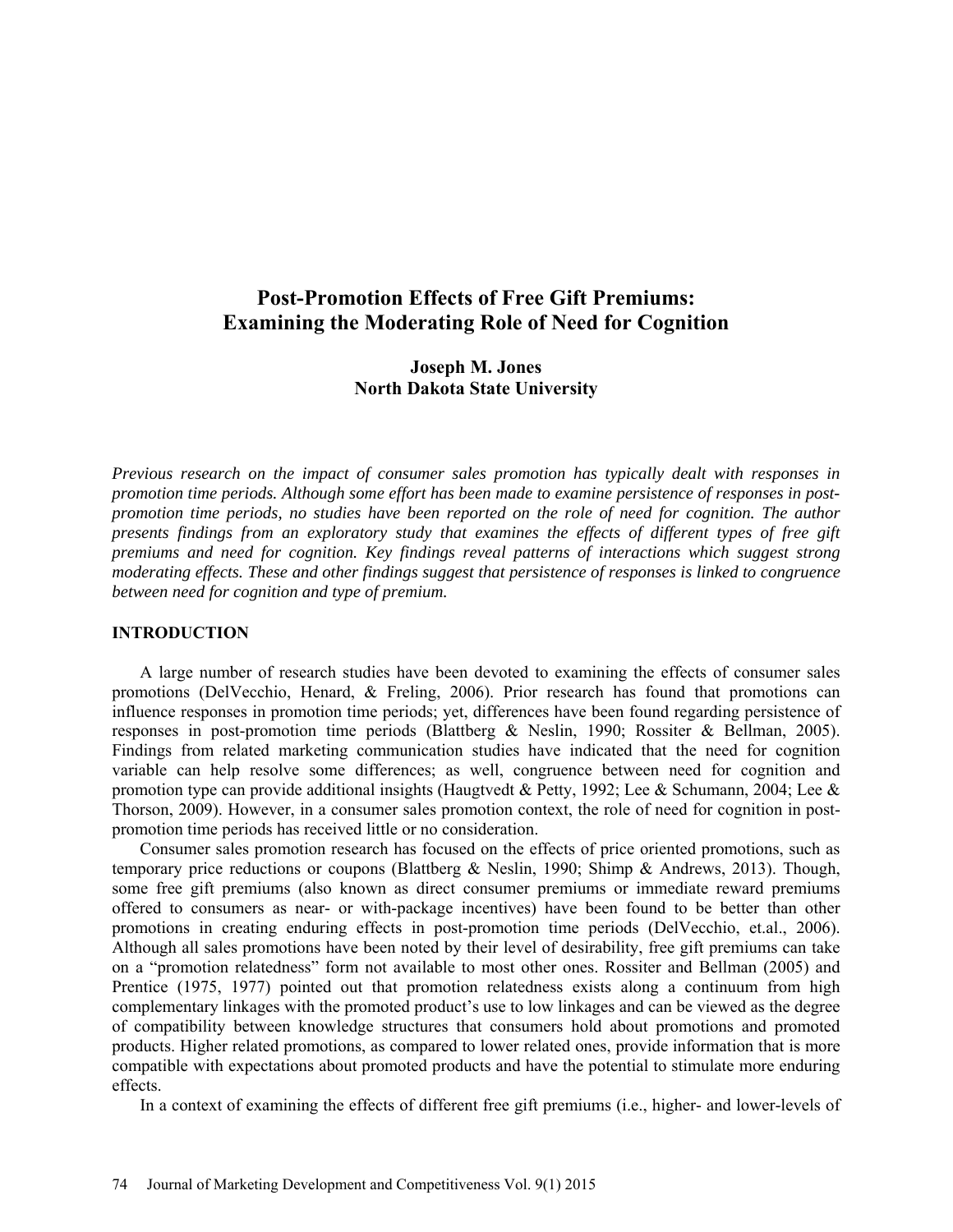# Post-Promotion Effects of Free Gift Premiums: Examining the Moderating Role of Need for Cognition

**Joseph M. Jones**
**North Dakota State University**

*Previous research on the impact of consumer sales promotion has typically dealt with responses in promotion time periods. Although some effort has been made to examine persistence of responses in post-promotion time periods, no studies have been reported on the role of need for cognition. The author presents findings from an exploratory study that examines the effects of different types of free gift premiums and need for cognition. Key findings reveal patterns of interactions which suggest strong moderating effects. These and other findings suggest that persistence of responses is linked to congruence between need for cognition and type of premium.*

## INTRODUCTION

A large number of research studies have been devoted to examining the effects of consumer sales promotions (DelVecchio, Henard, & Freling, 2006). Prior research has found that promotions can influence responses in promotion time periods; yet, differences have been found regarding persistence of responses in post-promotion time periods (Blattberg & Neslin, 1990; Rossiter & Bellman, 2005). Findings from related marketing communication studies have indicated that the need for cognition variable can help resolve some differences; as well, congruence between need for cognition and promotion type can provide additional insights (Haugtvedt & Petty, 1992; Lee & Schumann, 2004; Lee & Thorson, 2009). However, in a consumer sales promotion context, the role of need for cognition in post-promotion time periods has received little or no consideration.

Consumer sales promotion research has focused on the effects of price oriented promotions, such as temporary price reductions or coupons (Blattberg & Neslin, 1990; Shimp & Andrews, 2013). Though, some free gift premiums (also known as direct consumer premiums or immediate reward premiums offered to consumers as near- or with-package incentives) have been found to be better than other promotions in creating enduring effects in post-promotion time periods (DelVecchio, et.al., 2006). Although all sales promotions have been noted by their level of desirability, free gift premiums can take on a "promotion relatedness" form not available to most other ones. Rossiter and Bellman (2005) and Prentice (1975, 1977) pointed out that promotion relatedness exists along a continuum from high complementary linkages with the promoted product's use to low linkages and can be viewed as the degree of compatibility between knowledge structures that consumers hold about promotions and promoted products. Higher related promotions, as compared to lower related ones, provide information that is more compatible with expectations about promoted products and have the potential to stimulate more enduring effects.

In a context of examining the effects of different free gift premiums (i.e., higher- and lower-levels of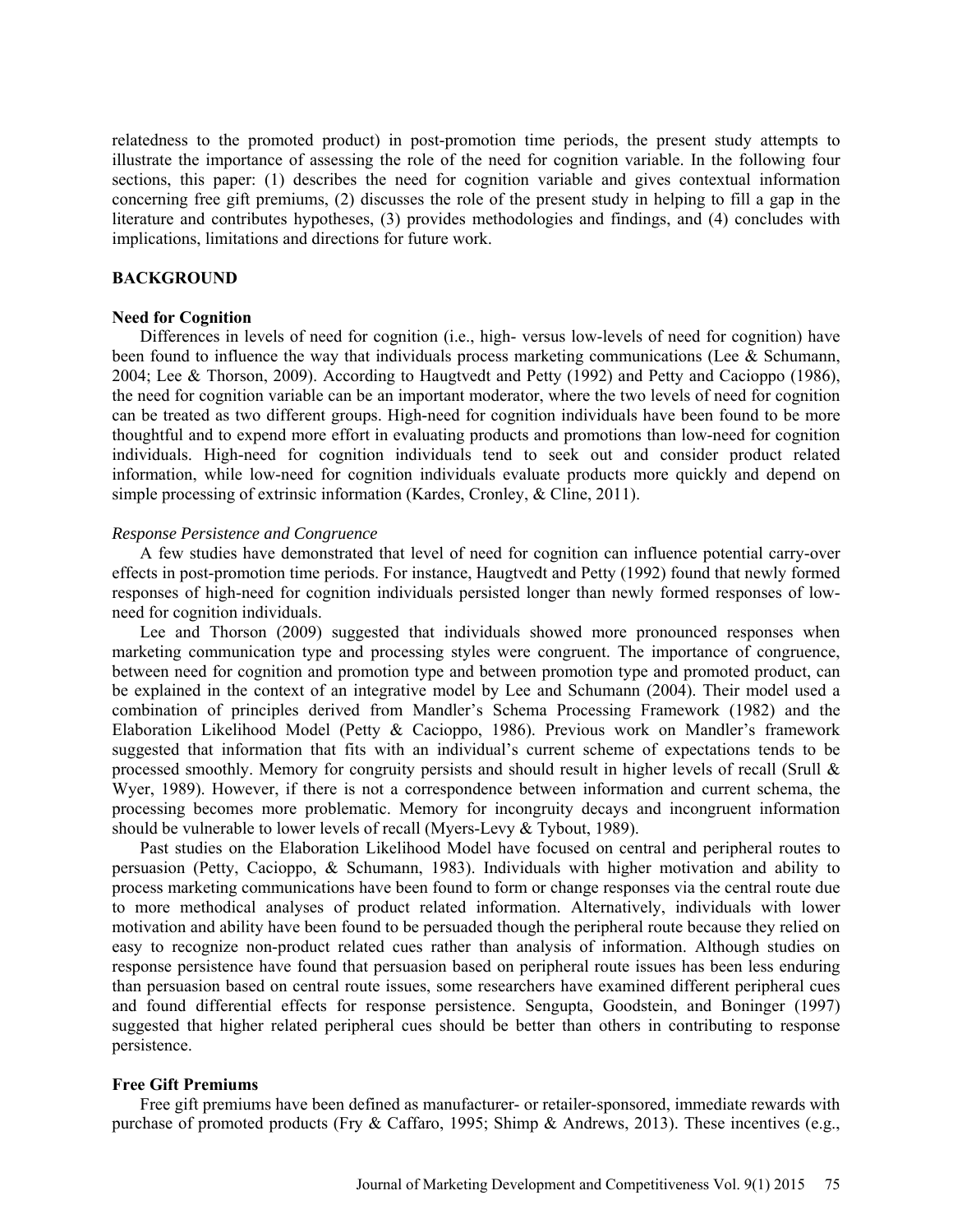relatedness to the promoted product) in post-promotion time periods, the present study attempts to illustrate the importance of assessing the role of the need for cognition variable. In the following four sections, this paper: (1) describes the need for cognition variable and gives contextual information concerning free gift premiums, (2) discusses the role of the present study in helping to fill a gap in the literature and contributes hypotheses, (3) provides methodologies and findings, and (4) concludes with implications, limitations and directions for future work.

## BACKGROUND

### Need for Cognition

Differences in levels of need for cognition (i.e., high- versus low-levels of need for cognition) have been found to influence the way that individuals process marketing communications (Lee & Schumann, 2004; Lee & Thorson, 2009). According to Haugtvedt and Petty (1992) and Petty and Cacioppo (1986), the need for cognition variable can be an important moderator, where the two levels of need for cognition can be treated as two different groups. High-need for cognition individuals have been found to be more thoughtful and to expend more effort in evaluating products and promotions than low-need for cognition individuals. High-need for cognition individuals tend to seek out and consider product related information, while low-need for cognition individuals evaluate products more quickly and depend on simple processing of extrinsic information (Kardes, Cronley, & Cline, 2011).

#### *Response Persistence and Congruence*

A few studies have demonstrated that level of need for cognition can influence potential carry-over effects in post-promotion time periods. For instance, Haugtvedt and Petty (1992) found that newly formed responses of high-need for cognition individuals persisted longer than newly formed responses of low-need for cognition individuals.

Lee and Thorson (2009) suggested that individuals showed more pronounced responses when marketing communication type and processing styles were congruent. The importance of congruence, between need for cognition and promotion type and between promotion type and promoted product, can be explained in the context of an integrative model by Lee and Schumann (2004). Their model used a combination of principles derived from Mandler's Schema Processing Framework (1982) and the Elaboration Likelihood Model (Petty & Cacioppo, 1986). Previous work on Mandler's framework suggested that information that fits with an individual's current scheme of expectations tends to be processed smoothly. Memory for congruity persists and should result in higher levels of recall (Srull & Wyer, 1989). However, if there is not a correspondence between information and current schema, the processing becomes more problematic. Memory for incongruity decays and incongruent information should be vulnerable to lower levels of recall (Myers-Levy & Tybout, 1989).

Past studies on the Elaboration Likelihood Model have focused on central and peripheral routes to persuasion (Petty, Cacioppo, & Schumann, 1983). Individuals with higher motivation and ability to process marketing communications have been found to form or change responses via the central route due to more methodical analyses of product related information. Alternatively, individuals with lower motivation and ability have been found to be persuaded though the peripheral route because they relied on easy to recognize non-product related cues rather than analysis of information. Although studies on response persistence have found that persuasion based on peripheral route issues has been less enduring than persuasion based on central route issues, some researchers have examined different peripheral cues and found differential effects for response persistence. Sengupta, Goodstein, and Boninger (1997) suggested that higher related peripheral cues should be better than others in contributing to response persistence.

### Free Gift Premiums

Free gift premiums have been defined as manufacturer- or retailer-sponsored, immediate rewards with purchase of promoted products (Fry & Caffaro, 1995; Shimp & Andrews, 2013). These incentives (e.g.,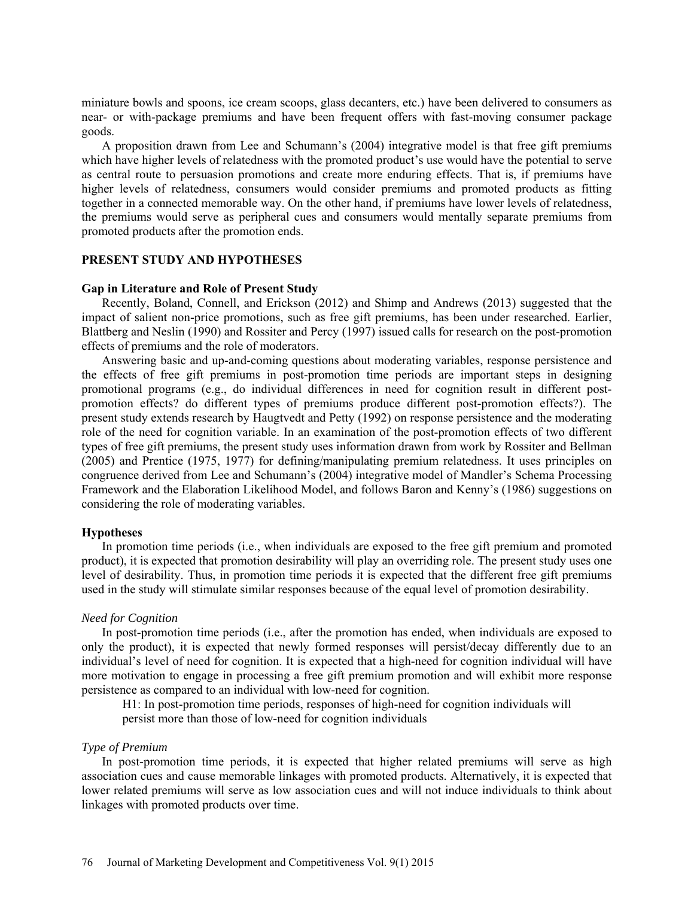miniature bowls and spoons, ice cream scoops, glass decanters, etc.) have been delivered to consumers as near- or with-package premiums and have been frequent offers with fast-moving consumer package goods.

A proposition drawn from Lee and Schumann's (2004) integrative model is that free gift premiums which have higher levels of relatedness with the promoted product's use would have the potential to serve as central route to persuasion promotions and create more enduring effects. That is, if premiums have higher levels of relatedness, consumers would consider premiums and promoted products as fitting together in a connected memorable way. On the other hand, if premiums have lower levels of relatedness, the premiums would serve as peripheral cues and consumers would mentally separate premiums from promoted products after the promotion ends.

## PRESENT STUDY AND HYPOTHESES

### Gap in Literature and Role of Present Study

Recently, Boland, Connell, and Erickson (2012) and Shimp and Andrews (2013) suggested that the impact of salient non-price promotions, such as free gift premiums, has been under researched. Earlier, Blattberg and Neslin (1990) and Rossiter and Percy (1997) issued calls for research on the post-promotion effects of premiums and the role of moderators.

Answering basic and up-and-coming questions about moderating variables, response persistence and the effects of free gift premiums in post-promotion time periods are important steps in designing promotional programs (e.g., do individual differences in need for cognition result in different post-promotion effects? do different types of premiums produce different post-promotion effects?). The present study extends research by Haugtvedt and Petty (1992) on response persistence and the moderating role of the need for cognition variable. In an examination of the post-promotion effects of two different types of free gift premiums, the present study uses information drawn from work by Rossiter and Bellman (2005) and Prentice (1975, 1977) for defining/manipulating premium relatedness. It uses principles on congruence derived from Lee and Schumann's (2004) integrative model of Mandler's Schema Processing Framework and the Elaboration Likelihood Model, and follows Baron and Kenny's (1986) suggestions on considering the role of moderating variables.

### Hypotheses

In promotion time periods (i.e., when individuals are exposed to the free gift premium and promoted product), it is expected that promotion desirability will play an overriding role. The present study uses one level of desirability. Thus, in promotion time periods it is expected that the different free gift premiums used in the study will stimulate similar responses because of the equal level of promotion desirability.

#### *Need for Cognition*

In post-promotion time periods (i.e., after the promotion has ended, when individuals are exposed to only the product), it is expected that newly formed responses will persist/decay differently due to an individual's level of need for cognition. It is expected that a high-need for cognition individual will have more motivation to engage in processing a free gift premium promotion and will exhibit more response persistence as compared to an individual with low-need for cognition.

> H1: In post-promotion time periods, responses of high-need for cognition individuals will persist more than those of low-need for cognition individuals

#### *Type of Premium*

In post-promotion time periods, it is expected that higher related premiums will serve as high association cues and cause memorable linkages with promoted products. Alternatively, it is expected that lower related premiums will serve as low association cues and will not induce individuals to think about linkages with promoted products over time.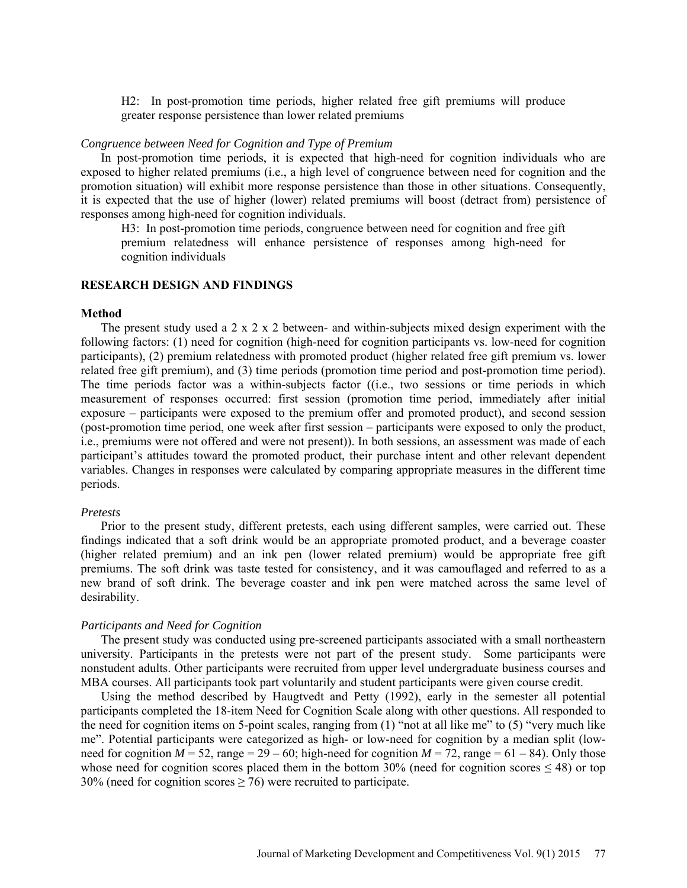> H2: In post-promotion time periods, higher related free gift premiums will produce greater response persistence than lower related premiums

*Congruence between Need for Cognition and Type of Premium*

In post-promotion time periods, it is expected that high-need for cognition individuals who are exposed to higher related premiums (i.e., a high level of congruence between need for cognition and the promotion situation) will exhibit more response persistence than those in other situations. Consequently, it is expected that the use of higher (lower) related premiums will boost (detract from) persistence of responses among high-need for cognition individuals.

> H3: In post-promotion time periods, congruence between need for cognition and free gift premium relatedness will enhance persistence of responses among high-need for cognition individuals

## RESEARCH DESIGN AND FINDINGS

### Method

The present study used a 2 x 2 x 2 between- and within-subjects mixed design experiment with the following factors: (1) need for cognition (high-need for cognition participants vs. low-need for cognition participants), (2) premium relatedness with promoted product (higher related free gift premium vs. lower related free gift premium), and (3) time periods (promotion time period and post-promotion time period). The time periods factor was a within-subjects factor ((i.e., two sessions or time periods in which measurement of responses occurred: first session (promotion time period, immediately after initial exposure – participants were exposed to the premium offer and promoted product), and second session (post-promotion time period, one week after first session – participants were exposed to only the product, i.e., premiums were not offered and were not present)). In both sessions, an assessment was made of each participant's attitudes toward the promoted product, their purchase intent and other relevant dependent variables. Changes in responses were calculated by comparing appropriate measures in the different time periods.

*Pretests*

Prior to the present study, different pretests, each using different samples, were carried out. These findings indicated that a soft drink would be an appropriate promoted product, and a beverage coaster (higher related premium) and an ink pen (lower related premium) would be appropriate free gift premiums. The soft drink was taste tested for consistency, and it was camouflaged and referred to as a new brand of soft drink. The beverage coaster and ink pen were matched across the same level of desirability.

*Participants and Need for Cognition*

The present study was conducted using pre-screened participants associated with a small northeastern university. Participants in the pretests were not part of the present study. Some participants were nonstudent adults. Other participants were recruited from upper level undergraduate business courses and MBA courses. All participants took part voluntarily and student participants were given course credit.

Using the method described by Haugtvedt and Petty (1992), early in the semester all potential participants completed the 18-item Need for Cognition Scale along with other questions. All responded to the need for cognition items on 5-point scales, ranging from (1) "not at all like me" to (5) "very much like me". Potential participants were categorized as high- or low-need for cognition by a median split (low-need for cognition $M$ = 52, range = 29 – 60; high-need for cognition $M$ = 72, range = 61 – 84). Only those whose need for cognition scores placed them in the bottom 30% (need for cognition scores ≤ 48) or top 30% (need for cognition scores ≥ 76) were recruited to participate.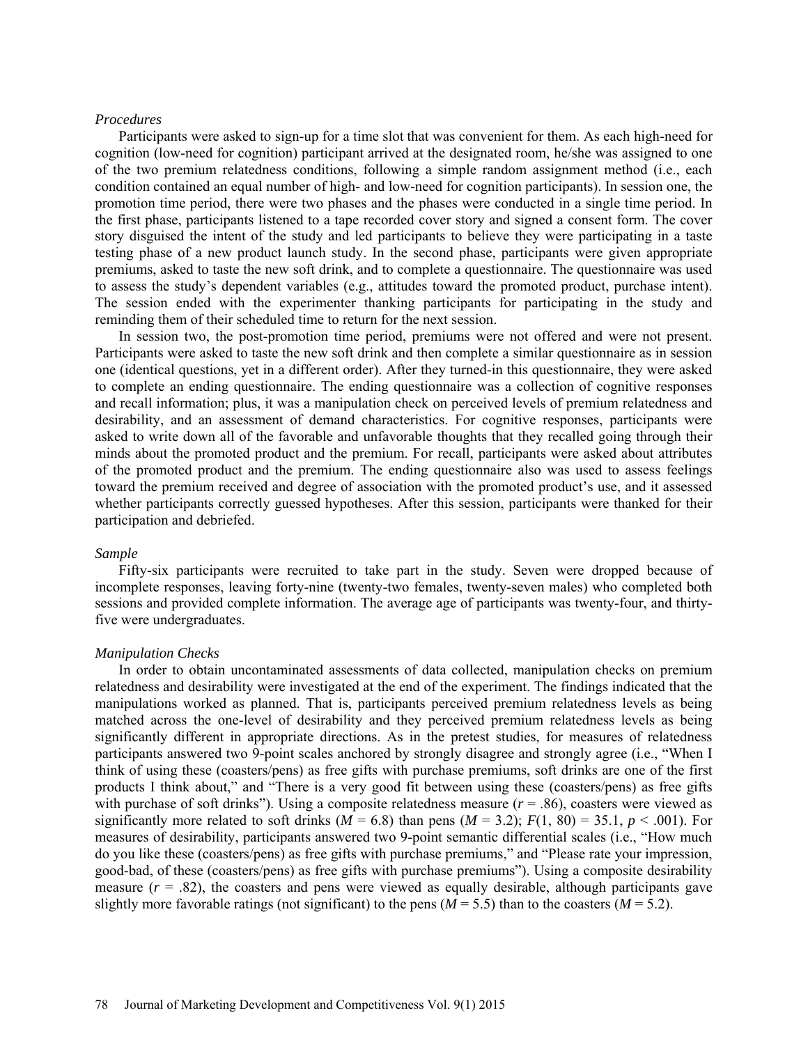*Procedures*

Participants were asked to sign-up for a time slot that was convenient for them. As each high-need for cognition (low-need for cognition) participant arrived at the designated room, he/she was assigned to one of the two premium relatedness conditions, following a simple random assignment method (i.e., each condition contained an equal number of high- and low-need for cognition participants). In session one, the promotion time period, there were two phases and the phases were conducted in a single time period. In the first phase, participants listened to a tape recorded cover story and signed a consent form. The cover story disguised the intent of the study and led participants to believe they were participating in a taste testing phase of a new product launch study. In the second phase, participants were given appropriate premiums, asked to taste the new soft drink, and to complete a questionnaire. The questionnaire was used to assess the study's dependent variables (e.g., attitudes toward the promoted product, purchase intent). The session ended with the experimenter thanking participants for participating in the study and reminding them of their scheduled time to return for the next session.

In session two, the post-promotion time period, premiums were not offered and were not present. Participants were asked to taste the new soft drink and then complete a similar questionnaire as in session one (identical questions, yet in a different order). After they turned-in this questionnaire, they were asked to complete an ending questionnaire. The ending questionnaire was a collection of cognitive responses and recall information; plus, it was a manipulation check on perceived levels of premium relatedness and desirability, and an assessment of demand characteristics. For cognitive responses, participants were asked to write down all of the favorable and unfavorable thoughts that they recalled going through their minds about the promoted product and the premium. For recall, participants were asked about attributes of the promoted product and the premium. The ending questionnaire also was used to assess feelings toward the premium received and degree of association with the promoted product's use, and it assessed whether participants correctly guessed hypotheses. After this session, participants were thanked for their participation and debriefed.

*Sample*

Fifty-six participants were recruited to take part in the study. Seven were dropped because of incomplete responses, leaving forty-nine (twenty-two females, twenty-seven males) who completed both sessions and provided complete information. The average age of participants was twenty-four, and thirty-five were undergraduates.

*Manipulation Checks*

In order to obtain uncontaminated assessments of data collected, manipulation checks on premium relatedness and desirability were investigated at the end of the experiment. The findings indicated that the manipulations worked as planned. That is, participants perceived premium relatedness levels as being matched across the one-level of desirability and they perceived premium relatedness levels as being significantly different in appropriate directions. As in the pretest studies, for measures of relatedness participants answered two 9-point scales anchored by strongly disagree and strongly agree (i.e., "When I think of using these (coasters/pens) as free gifts with purchase premiums, soft drinks are one of the first products I think about," and "There is a very good fit between using these (coasters/pens) as free gifts with purchase of soft drinks"). Using a composite relatedness measure ($r$ = .86), coasters were viewed as significantly more related to soft drinks ($M$ = 6.8) than pens ($M$ = 3.2); $F(1, 80) = 35.1$, $p < .001$). For measures of desirability, participants answered two 9-point semantic differential scales (i.e., "How much do you like these (coasters/pens) as free gifts with purchase premiums," and "Please rate your impression, good-bad, of these (coasters/pens) as free gifts with purchase premiums"). Using a composite desirability measure ($r$ = .82), the coasters and pens were viewed as equally desirable, although participants gave slightly more favorable ratings (not significant) to the pens ($M$ = 5.5) than to the coasters ($M$ = 5.2).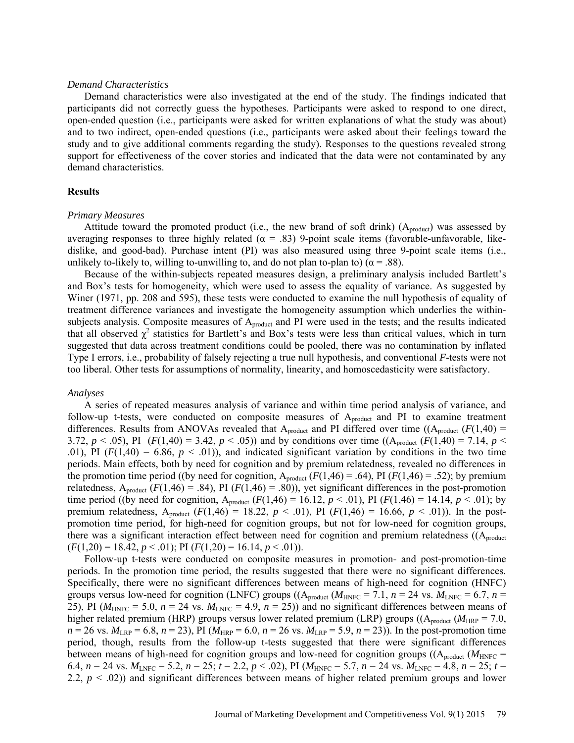*Demand Characteristics*

Demand characteristics were also investigated at the end of the study. The findings indicated that participants did not correctly guess the hypotheses. Participants were asked to respond to one direct, open-ended question (i.e., participants were asked for written explanations of what the study was about) and to two indirect, open-ended questions (i.e., participants were asked about their feelings toward the study and to give additional comments regarding the study). Responses to the questions revealed strong support for effectiveness of the cover stories and indicated that the data were not contaminated by any demand characteristics.

## Results

*Primary Measures*

Attitude toward the promoted product (i.e., the new brand of soft drink) ($A_{product}$) was assessed by averaging responses to three highly related ($\alpha = .83$) 9-point scale items (favorable-unfavorable, like-dislike, and good-bad). Purchase intent (PI) was also measured using three 9-point scale items (i.e., unlikely to-likely to, willing to-unwilling to, and do not plan to-plan to) ($\alpha = .88$).

Because of the within-subjects repeated measures design, a preliminary analysis included Bartlett's and Box's tests for homogeneity, which were used to assess the equality of variance. As suggested by Winer (1971, pp. 208 and 595), these tests were conducted to examine the null hypothesis of equality of treatment difference variances and investigate the homogeneity assumption which underlies the within-subjects analysis. Composite measures of $A_{product}$ and PI were used in the tests; and the results indicated that all observed $\chi^2$ statistics for Bartlett's and Box's tests were less than critical values, which in turn suggested that data across treatment conditions could be pooled, there was no contamination by inflated Type I errors, i.e., probability of falsely rejecting a true null hypothesis, and conventional *F*-tests were not too liberal. Other tests for assumptions of normality, linearity, and homoscedasticity were satisfactory.

*Analyses*

A series of repeated measures analysis of variance and within time period analysis of variance, and follow-up t-tests, were conducted on composite measures of $A_{product}$ and PI to examine treatment differences. Results from ANOVAs revealed that $A_{product}$ and PI differed over time (($A_{product}$ ($F(1,40) = 3.72$, $p < .05$), PI ($F(1,40) = 3.42$, $p < .05$)) and by conditions over time (($A_{product}$ ($F(1,40) = 7.14$, $p < .01$), PI ($F(1,40) = 6.86$, $p < .01$)), and indicated significant variation by conditions in the two time periods. Main effects, both by need for cognition and by premium relatedness, revealed no differences in the promotion time period ((by need for cognition, $A_{product}$ ($F(1,46) = .64$), PI ($F(1,46) = .52$); by premium relatedness, $A_{product}$ ($F(1,46) = .84$), PI ($F(1,46) = .80$)), yet significant differences in the post-promotion time period ((by need for cognition, $A_{product}$ ($F(1,46) = 16.12$, $p < .01$), PI ($F(1,46) = 14.14$, $p < .01$); by premium relatedness, $A_{product}$ ($F(1,46) = 18.22$, $p < .01$), PI ($F(1,46) = 16.66$, $p < .01$)). In the post-promotion time period, for high-need for cognition groups, but not for low-need for cognition groups, there was a significant interaction effect between need for cognition and premium relatedness (($A_{product}$ ($F(1,20) = 18.42$, $p < .01$); PI ($F(1,20) = 16.14$, $p < .01$)).

Follow-up t-tests were conducted on composite measures in promotion- and post-promotion-time periods. In the promotion time period, the results suggested that there were no significant differences. Specifically, there were no significant differences between means of high-need for cognition (HNFC) groups versus low-need for cognition (LNFC) groups (($A_{product}$ ($M_{HNFC} = 7.1$, $n = 24$ vs. $M_{LNFC} = 6.7$, $n = 25$), PI ($M_{HNFC} = 5.0$, $n = 24$ vs. $M_{LNFC} = 4.9$, $n = 25$)) and no significant differences between means of higher related premium (HRP) groups versus lower related premium (LRP) groups (($A_{product}$ ($M_{HRP} = 7.0$, $n = 26$ vs. $M_{LRP} = 6.8$, $n = 23$), PI ($M_{HRP} = 6.0$, $n = 26$ vs. $M_{LRP} = 5.9$, $n = 23$)). In the post-promotion time period, though, results from the follow-up t-tests suggested that there were significant differences between means of high-need for cognition groups and low-need for cognition groups (($A_{product}$ ($M_{HNFC} = 6.4$, $n = 24$ vs. $M_{LNFC} = 5.2$, $n = 25$; $t = 2.2$, $p < .02$), PI ($M_{HNFC} = 5.7$, $n = 24$ vs. $M_{LNFC} = 4.8$, $n = 25$; $t = 2.2$, $p < .02$)) and significant differences between means of higher related premium groups and lower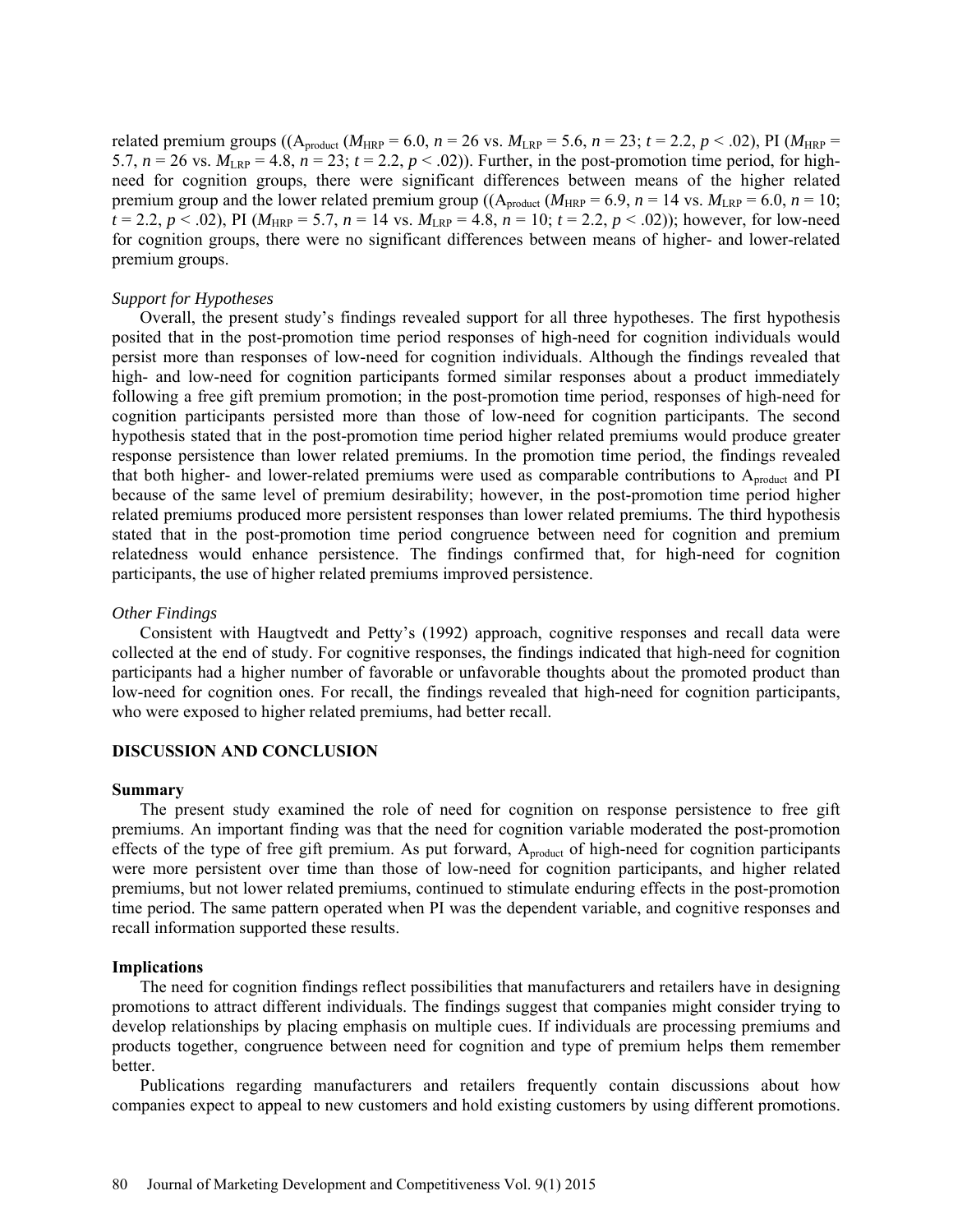related premium groups (($A_{product}$ ($M_{HRP}$ = 6.0, $n$ = 26 vs. $M_{LRP}$ = 5.6, $n$ = 23; $t$ = 2.2, $p < .02$), PI ($M_{HRP}$ = 5.7, $n$ = 26 vs. $M_{LRP}$ = 4.8, $n$ = 23; $t$ = 2.2, $p < .02$)). Further, in the post-promotion time period, for high-need for cognition groups, there were significant differences between means of the higher related premium group and the lower related premium group (($A_{product}$ ($M_{HRP}$ = 6.9, $n$ = 14 vs. $M_{LRP}$ = 6.0, $n$ = 10; $t$ = 2.2, $p < .02$), PI ($M_{HRP}$ = 5.7, $n$ = 14 vs. $M_{LRP}$ = 4.8, $n$ = 10; $t$ = 2.2, $p < .02$)); however, for low-need for cognition groups, there were no significant differences between means of higher- and lower-related premium groups.

*Support for Hypotheses*

Overall, the present study's findings revealed support for all three hypotheses. The first hypothesis posited that in the post-promotion time period responses of high-need for cognition individuals would persist more than responses of low-need for cognition individuals. Although the findings revealed that high- and low-need for cognition participants formed similar responses about a product immediately following a free gift premium promotion; in the post-promotion time period, responses of high-need for cognition participants persisted more than those of low-need for cognition participants. The second hypothesis stated that in the post-promotion time period higher related premiums would produce greater response persistence than lower related premiums. In the promotion time period, the findings revealed that both higher- and lower-related premiums were used as comparable contributions to $A_{product}$ and PI because of the same level of premium desirability; however, in the post-promotion time period higher related premiums produced more persistent responses than lower related premiums. The third hypothesis stated that in the post-promotion time period congruence between need for cognition and premium relatedness would enhance persistence. The findings confirmed that, for high-need for cognition participants, the use of higher related premiums improved persistence.

*Other Findings*

Consistent with Haugtvedt and Petty's (1992) approach, cognitive responses and recall data were collected at the end of study. For cognitive responses, the findings indicated that high-need for cognition participants had a higher number of favorable or unfavorable thoughts about the promoted product than low-need for cognition ones. For recall, the findings revealed that high-need for cognition participants, who were exposed to higher related premiums, had better recall.

## DISCUSSION AND CONCLUSION

### Summary

The present study examined the role of need for cognition on response persistence to free gift premiums. An important finding was that the need for cognition variable moderated the post-promotion effects of the type of free gift premium. As put forward, $A_{product}$ of high-need for cognition participants were more persistent over time than those of low-need for cognition participants, and higher related premiums, but not lower related premiums, continued to stimulate enduring effects in the post-promotion time period. The same pattern operated when PI was the dependent variable, and cognitive responses and recall information supported these results.

### Implications

The need for cognition findings reflect possibilities that manufacturers and retailers have in designing promotions to attract different individuals. The findings suggest that companies might consider trying to develop relationships by placing emphasis on multiple cues. If individuals are processing premiums and products together, congruence between need for cognition and type of premium helps them remember better.

Publications regarding manufacturers and retailers frequently contain discussions about how companies expect to appeal to new customers and hold existing customers by using different promotions.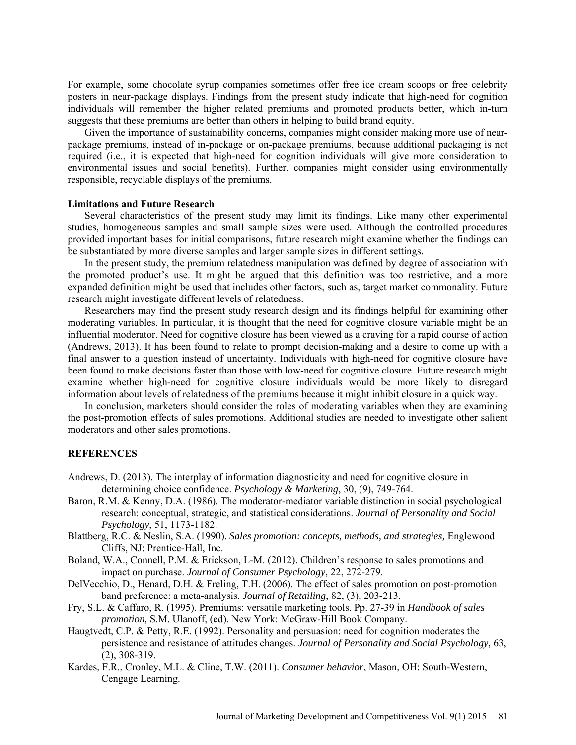For example, some chocolate syrup companies sometimes offer free ice cream scoops or free celebrity posters in near-package displays. Findings from the present study indicate that high-need for cognition individuals will remember the higher related premiums and promoted products better, which in-turn suggests that these premiums are better than others in helping to build brand equity.

Given the importance of sustainability concerns, companies might consider making more use of near-package premiums, instead of in-package or on-package premiums, because additional packaging is not required (i.e., it is expected that high-need for cognition individuals will give more consideration to environmental issues and social benefits). Further, companies might consider using environmentally responsible, recyclable displays of the premiums.

### Limitations and Future Research

Several characteristics of the present study may limit its findings. Like many other experimental studies, homogeneous samples and small sample sizes were used. Although the controlled procedures provided important bases for initial comparisons, future research might examine whether the findings can be substantiated by more diverse samples and larger sample sizes in different settings.

In the present study, the premium relatedness manipulation was defined by degree of association with the promoted product's use. It might be argued that this definition was too restrictive, and a more expanded definition might be used that includes other factors, such as, target market commonality. Future research might investigate different levels of relatedness.

Researchers may find the present study research design and its findings helpful for examining other moderating variables. In particular, it is thought that the need for cognitive closure variable might be an influential moderator. Need for cognitive closure has been viewed as a craving for a rapid course of action (Andrews, 2013). It has been found to relate to prompt decision-making and a desire to come up with a final answer to a question instead of uncertainty. Individuals with high-need for cognitive closure have been found to make decisions faster than those with low-need for cognitive closure. Future research might examine whether high-need for cognitive closure individuals would be more likely to disregard information about levels of relatedness of the premiums because it might inhibit closure in a quick way.

In conclusion, marketers should consider the roles of moderating variables when they are examining the post-promotion effects of sales promotions. Additional studies are needed to investigate other salient moderators and other sales promotions.

## REFERENCES

Andrews, D. (2013). The interplay of information diagnosticity and need for cognitive closure in determining choice confidence. *Psychology & Marketing*, 30, (9), 749-764.

Baron, R.M. & Kenny, D.A. (1986). The moderator-mediator variable distinction in social psychological research: conceptual, strategic, and statistical considerations. *Journal of Personality and Social Psychology*, 51, 1173-1182.

Blattberg, R.C. & Neslin, S.A. (1990). *Sales promotion: concepts, methods, and strategies,* Englewood Cliffs, NJ: Prentice-Hall, Inc.

Boland, W.A., Connell, P.M. & Erickson, L-M. (2012). Children's response to sales promotions and impact on purchase. *Journal of Consumer Psychology*, 22, 272-279.

DelVecchio, D., Henard, D.H. & Freling, T.H. (2006). The effect of sales promotion on post-promotion band preference: a meta-analysis. *Journal of Retailing*, 82, (3), 203-213.

Fry, S.L. & Caffaro, R. (1995). Premiums: versatile marketing tools. Pp. 27-39 in *Handbook of sales promotion,* S.M. Ulanoff, (ed). New York: McGraw-Hill Book Company.

Haugtvedt, C.P. & Petty, R.E. (1992). Personality and persuasion: need for cognition moderates the persistence and resistance of attitudes changes. *Journal of Personality and Social Psychology,* 63, (2), 308-319.

Kardes, F.R., Cronley, M.L. & Cline, T.W. (2011). *Consumer behavior*, Mason, OH: South-Western, Cengage Learning.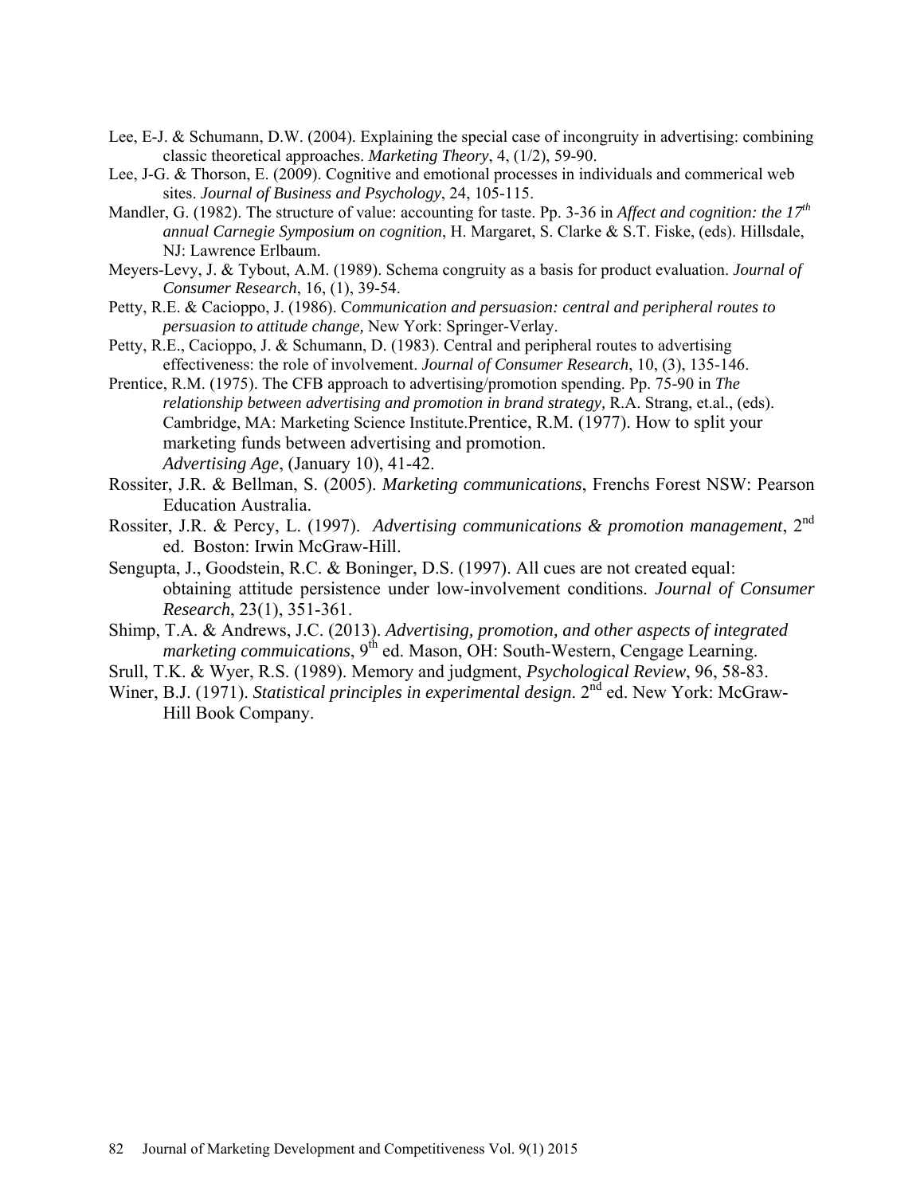Lee, E-J. & Schumann, D.W. (2004). Explaining the special case of incongruity in advertising: combining classic theoretical approaches. *Marketing Theory*, 4, (1/2), 59-90.

Lee, J-G. & Thorson, E. (2009). Cognitive and emotional processes in individuals and commerical web sites. *Journal of Business and Psychology*, 24, 105-115.

Mandler, G. (1982). The structure of value: accounting for taste. Pp. 3-36 in *Affect and cognition: the 17th annual Carnegie Symposium on cognition*, H. Margaret, S. Clarke & S.T. Fiske, (eds). Hillsdale, NJ: Lawrence Erlbaum.

Meyers-Levy, J. & Tybout, A.M. (1989). Schema congruity as a basis for product evaluation. *Journal of Consumer Research*, 16, (1), 39-54.

Petty, R.E. & Cacioppo, J. (1986). *Communication and persuasion: central and peripheral routes to persuasion to attitude change,* New York: Springer-Verlay.

Petty, R.E., Cacioppo, J. & Schumann, D. (1983). Central and peripheral routes to advertising effectiveness: the role of involvement. *Journal of Consumer Research*, 10, (3), 135-146.

Prentice, R.M. (1975). The CFB approach to advertising/promotion spending. Pp. 75-90 in *The relationship between advertising and promotion in brand strategy,* R.A. Strang, et.al., (eds). Cambridge, MA: Marketing Science Institute.Prentice, R.M. (1977). How to split your marketing funds between advertising and promotion. *Advertising Age*, (January 10), 41-42.

Rossiter, J.R. & Bellman, S. (2005). *Marketing communications*, Frenchs Forest NSW: Pearson Education Australia.

Rossiter, J.R. & Percy, L. (1997). *Advertising communications & promotion management*, 2nd ed. Boston: Irwin McGraw-Hill.

Sengupta, J., Goodstein, R.C. & Boninger, D.S. (1997). All cues are not created equal: obtaining attitude persistence under low-involvement conditions. *Journal of Consumer Research*, 23(1), 351-361.

Shimp, T.A. & Andrews, J.C. (2013). *Advertising, promotion, and other aspects of integrated marketing commuications*, 9th ed. Mason, OH: South-Western, Cengage Learning.

Srull, T.K. & Wyer, R.S. (1989). Memory and judgment, *Psychological Review*, 96, 58-83.

Winer, B.J. (1971). *Statistical principles in experimental design*. 2nd ed. New York: McGraw-Hill Book Company.